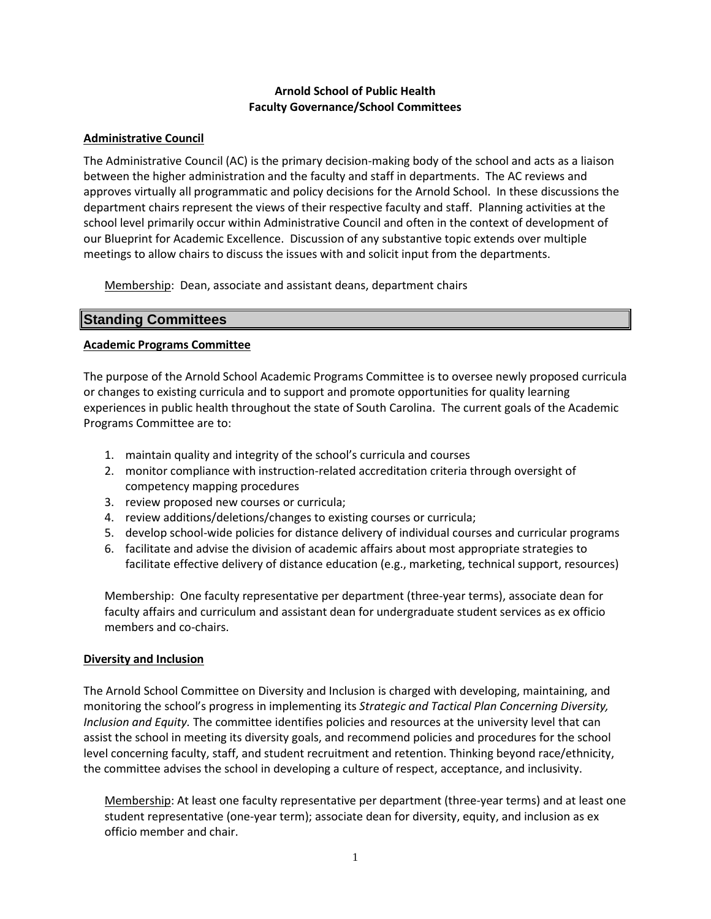**Arnold School of Public Health**
**Faculty Governance/School Committees**

### Administrative Council

The Administrative Council (AC) is the primary decision-making body of the school and acts as a liaison between the higher administration and the faculty and staff in departments. The AC reviews and approves virtually all programmatic and policy decisions for the Arnold School. In these discussions the department chairs represent the views of their respective faculty and staff. Planning activities at the school level primarily occur within Administrative Council and often in the context of development of our Blueprint for Academic Excellence. Discussion of any substantive topic extends over multiple meetings to allow chairs to discuss the issues with and solicit input from the departments.

Membership: Dean, associate and assistant deans, department chairs

## Standing Committees

### Academic Programs Committee

The purpose of the Arnold School Academic Programs Committee is to oversee newly proposed curricula or changes to existing curricula and to support and promote opportunities for quality learning experiences in public health throughout the state of South Carolina. The current goals of the Academic Programs Committee are to:

1. maintain quality and integrity of the school's curricula and courses
2. monitor compliance with instruction-related accreditation criteria through oversight of competency mapping procedures
3. review proposed new courses or curricula;
4. review additions/deletions/changes to existing courses or curricula;
5. develop school-wide policies for distance delivery of individual courses and curricular programs
6. facilitate and advise the division of academic affairs about most appropriate strategies to facilitate effective delivery of distance education (e.g., marketing, technical support, resources)

Membership: One faculty representative per department (three-year terms), associate dean for faculty affairs and curriculum and assistant dean for undergraduate student services as ex officio members and co-chairs.

### Diversity and Inclusion

The Arnold School Committee on Diversity and Inclusion is charged with developing, maintaining, and monitoring the school's progress in implementing its *Strategic and Tactical Plan Concerning Diversity, Inclusion and Equity.* The committee identifies policies and resources at the university level that can assist the school in meeting its diversity goals, and recommend policies and procedures for the school level concerning faculty, staff, and student recruitment and retention. Thinking beyond race/ethnicity, the committee advises the school in developing a culture of respect, acceptance, and inclusivity.

Membership: At least one faculty representative per department (three-year terms) and at least one student representative (one-year term); associate dean for diversity, equity, and inclusion as ex officio member and chair.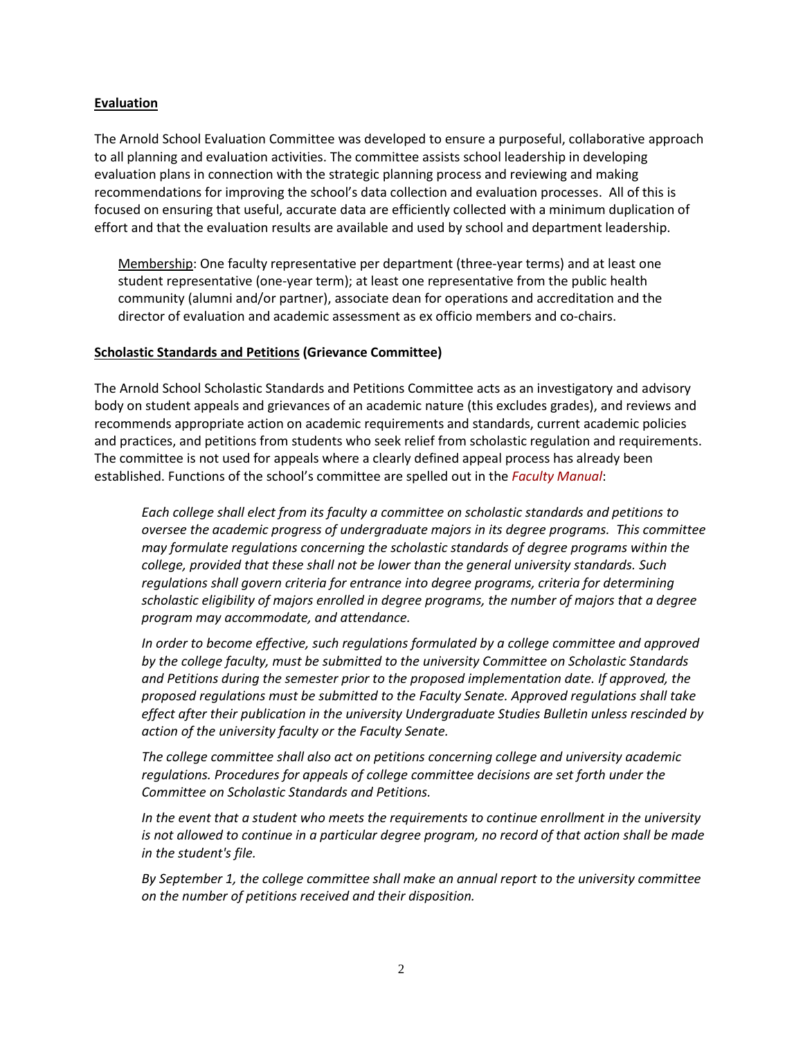**Evaluation**

The Arnold School Evaluation Committee was developed to ensure a purposeful, collaborative approach to all planning and evaluation activities. The committee assists school leadership in developing evaluation plans in connection with the strategic planning process and reviewing and making recommendations for improving the school's data collection and evaluation processes. All of this is focused on ensuring that useful, accurate data are efficiently collected with a minimum duplication of effort and that the evaluation results are available and used by school and department leadership.

> Membership: One faculty representative per department (three-year terms) and at least one student representative (one-year term); at least one representative from the public health community (alumni and/or partner), associate dean for operations and accreditation and the director of evaluation and academic assessment as ex officio members and co-chairs.

**Scholastic Standards and Petitions (Grievance Committee)**

The Arnold School Scholastic Standards and Petitions Committee acts as an investigatory and advisory body on student appeals and grievances of an academic nature (this excludes grades), and reviews and recommends appropriate action on academic requirements and standards, current academic policies and practices, and petitions from students who seek relief from scholastic regulation and requirements. The committee is not used for appeals where a clearly defined appeal process has already been established. Functions of the school's committee are spelled out in the *Faculty Manual*:

> *Each college shall elect from its faculty a committee on scholastic standards and petitions to oversee the academic progress of undergraduate majors in its degree programs. This committee may formulate regulations concerning the scholastic standards of degree programs within the college, provided that these shall not be lower than the general university standards. Such regulations shall govern criteria for entrance into degree programs, criteria for determining scholastic eligibility of majors enrolled in degree programs, the number of majors that a degree program may accommodate, and attendance.*
>
> *In order to become effective, such regulations formulated by a college committee and approved by the college faculty, must be submitted to the university Committee on Scholastic Standards and Petitions during the semester prior to the proposed implementation date. If approved, the proposed regulations must be submitted to the Faculty Senate. Approved regulations shall take effect after their publication in the university Undergraduate Studies Bulletin unless rescinded by action of the university faculty or the Faculty Senate.*
>
> *The college committee shall also act on petitions concerning college and university academic regulations. Procedures for appeals of college committee decisions are set forth under the Committee on Scholastic Standards and Petitions.*
>
> *In the event that a student who meets the requirements to continue enrollment in the university is not allowed to continue in a particular degree program, no record of that action shall be made in the student's file.*
>
> *By September 1, the college committee shall make an annual report to the university committee on the number of petitions received and their disposition.*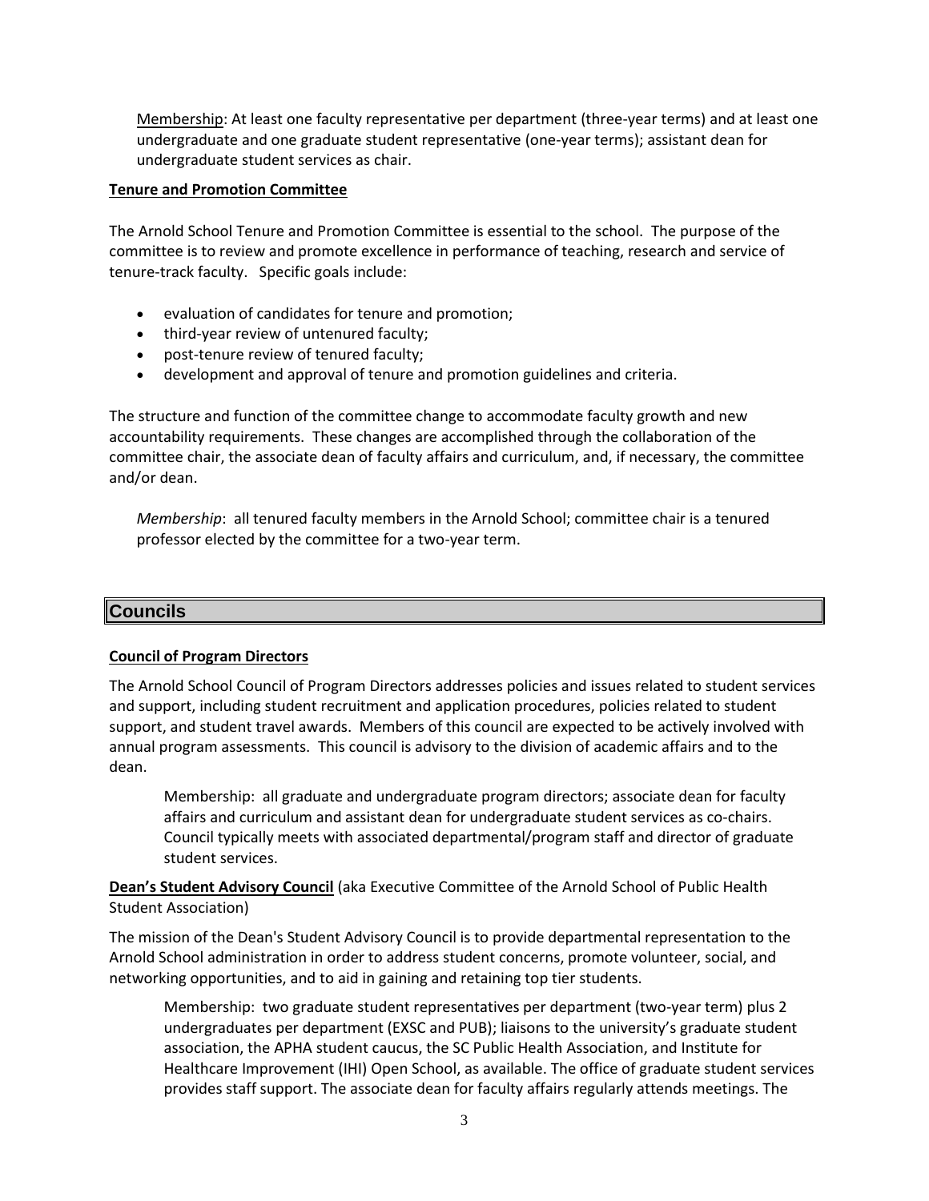Membership: At least one faculty representative per department (three-year terms) and at least one undergraduate and one graduate student representative (one-year terms); assistant dean for undergraduate student services as chair.

**Tenure and Promotion Committee**

The Arnold School Tenure and Promotion Committee is essential to the school. The purpose of the committee is to review and promote excellence in performance of teaching, research and service of tenure-track faculty. Specific goals include:

- evaluation of candidates for tenure and promotion;
- third-year review of untenured faculty;
- post-tenure review of tenured faculty;
- development and approval of tenure and promotion guidelines and criteria.

The structure and function of the committee change to accommodate faculty growth and new accountability requirements. These changes are accomplished through the collaboration of the committee chair, the associate dean of faculty affairs and curriculum, and, if necessary, the committee and/or dean.

*Membership*: all tenured faculty members in the Arnold School; committee chair is a tenured professor elected by the committee for a two-year term.

## Councils

**Council of Program Directors**

The Arnold School Council of Program Directors addresses policies and issues related to student services and support, including student recruitment and application procedures, policies related to student support, and student travel awards. Members of this council are expected to be actively involved with annual program assessments. This council is advisory to the division of academic affairs and to the dean.

Membership: all graduate and undergraduate program directors; associate dean for faculty affairs and curriculum and assistant dean for undergraduate student services as co-chairs. Council typically meets with associated departmental/program staff and director of graduate student services.

**Dean's Student Advisory Council** (aka Executive Committee of the Arnold School of Public Health Student Association)

The mission of the Dean's Student Advisory Council is to provide departmental representation to the Arnold School administration in order to address student concerns, promote volunteer, social, and networking opportunities, and to aid in gaining and retaining top tier students.

Membership: two graduate student representatives per department (two-year term) plus 2 undergraduates per department (EXSC and PUB); liaisons to the university's graduate student association, the APHA student caucus, the SC Public Health Association, and Institute for Healthcare Improvement (IHI) Open School, as available. The office of graduate student services provides staff support. The associate dean for faculty affairs regularly attends meetings. The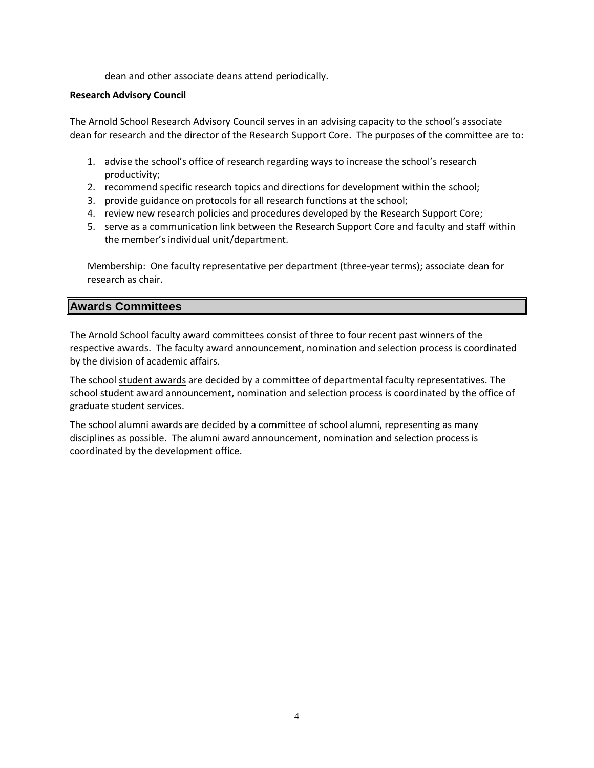dean and other associate deans attend periodically.

**Research Advisory Council**

The Arnold School Research Advisory Council serves in an advising capacity to the school's associate dean for research and the director of the Research Support Core. The purposes of the committee are to:

1. advise the school's office of research regarding ways to increase the school's research productivity;
2. recommend specific research topics and directions for development within the school;
3. provide guidance on protocols for all research functions at the school;
4. review new research policies and procedures developed by the Research Support Core;
5. serve as a communication link between the Research Support Core and faculty and staff within the member's individual unit/department.

Membership: One faculty representative per department (three-year terms); associate dean for research as chair.

## Awards Committees

The Arnold School faculty award committees consist of three to four recent past winners of the respective awards. The faculty award announcement, nomination and selection process is coordinated by the division of academic affairs.

The school student awards are decided by a committee of departmental faculty representatives. The school student award announcement, nomination and selection process is coordinated by the office of graduate student services.

The school alumni awards are decided by a committee of school alumni, representing as many disciplines as possible. The alumni award announcement, nomination and selection process is coordinated by the development office.